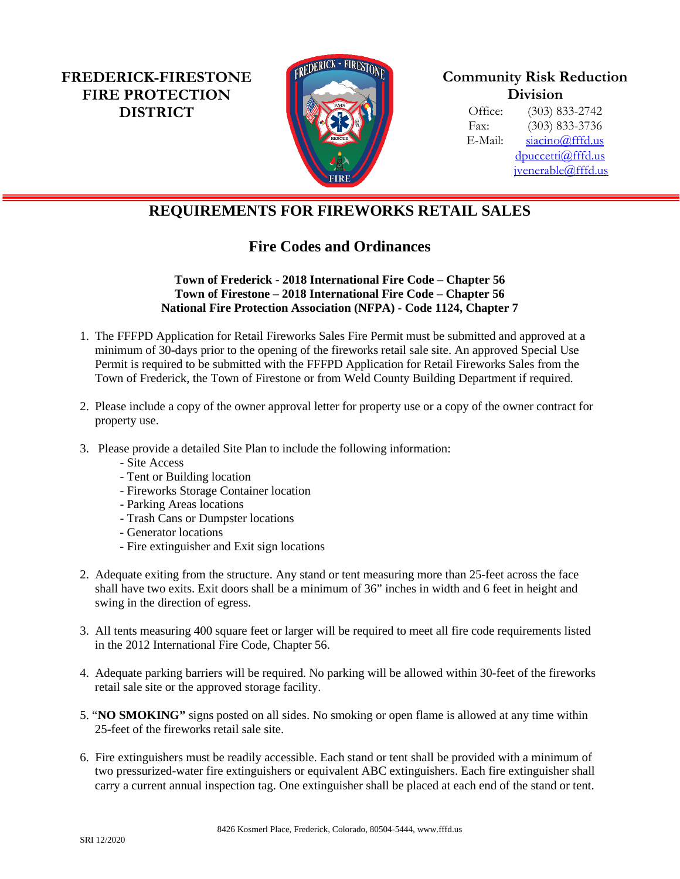**FREDERICK-FIRESTONE FIRE PROTECTION DISTRICT**

**Community Risk Reduction Division**

Office: (303) 833-2742
Fax: (303) 833-3736
E-Mail: siacino@fffd.us
dpuccetti@fffd.us
jvenerable@fffd.us

# REQUIREMENTS FOR FIREWORKS RETAIL SALES

## Fire Codes and Ordinances

**Town of Frederick - 2018 International Fire Code – Chapter 56**
**Town of Firestone – 2018 International Fire Code – Chapter 56**
**National Fire Protection Association (NFPA) - Code 1124, Chapter 7**

1. The FFFPD Application for Retail Fireworks Sales Fire Permit must be submitted and approved at a minimum of 30-days prior to the opening of the fireworks retail sale site. An approved Special Use Permit is required to be submitted with the FFFPD Application for Retail Fireworks Sales from the Town of Frederick, the Town of Firestone or from Weld County Building Department if required.

2. Please include a copy of the owner approval letter for property use or a copy of the owner contract for property use.

3. Please provide a detailed Site Plan to include the following information:
   - Site Access
   - Tent or Building location
   - Fireworks Storage Container location
   - Parking Areas locations
   - Trash Cans or Dumpster locations
   - Generator locations
   - Fire extinguisher and Exit sign locations

2. Adequate exiting from the structure. Any stand or tent measuring more than 25-feet across the face shall have two exits. Exit doors shall be a minimum of 36" inches in width and 6 feet in height and swing in the direction of egress.

3. All tents measuring 400 square feet or larger will be required to meet all fire code requirements listed in the 2012 International Fire Code, Chapter 56.

4. Adequate parking barriers will be required. No parking will be allowed within 30-feet of the fireworks retail sale site or the approved storage facility.

5. "**NO SMOKING"** signs posted on all sides. No smoking or open flame is allowed at any time within 25-feet of the fireworks retail sale site.

6. Fire extinguishers must be readily accessible. Each stand or tent shall be provided with a minimum of two pressurized-water fire extinguishers or equivalent ABC extinguishers. Each fire extinguisher shall carry a current annual inspection tag. One extinguisher shall be placed at each end of the stand or tent.

8426 Kosmerl Place, Frederick, Colorado, 80504-5444, www.fffd.us

SRI 12/2020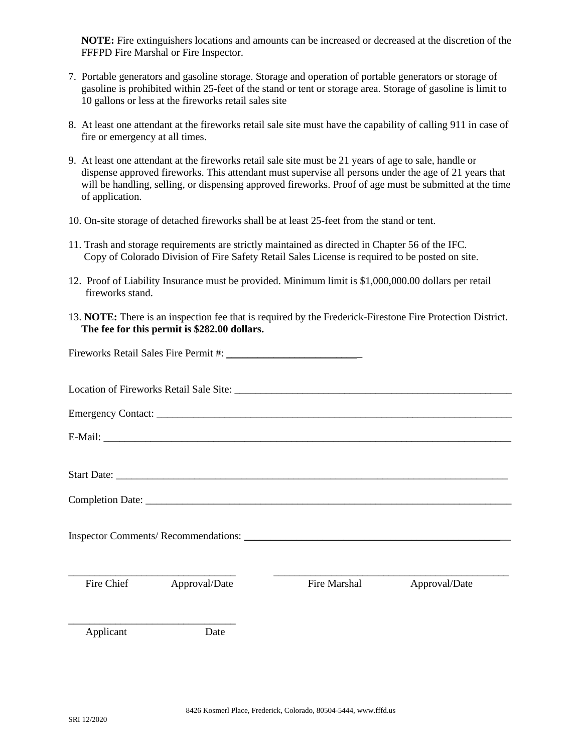**NOTE:** Fire extinguishers locations and amounts can be increased or decreased at the discretion of the FFFPD Fire Marshal or Fire Inspector.

7. Portable generators and gasoline storage. Storage and operation of portable generators or storage of gasoline is prohibited within 25-feet of the stand or tent or storage area. Storage of gasoline is limit to 10 gallons or less at the fireworks retail sales site

8. At least one attendant at the fireworks retail sale site must have the capability of calling 911 in case of fire or emergency at all times.

9. At least one attendant at the fireworks retail sale site must be 21 years of age to sale, handle or dispense approved fireworks. This attendant must supervise all persons under the age of 21 years that will be handling, selling, or dispensing approved fireworks. Proof of age must be submitted at the time of application.

10. On-site storage of detached fireworks shall be at least 25-feet from the stand or tent.

11. Trash and storage requirements are strictly maintained as directed in Chapter 56 of the IFC. Copy of Colorado Division of Fire Safety Retail Sales License is required to be posted on site.

12. Proof of Liability Insurance must be provided. Minimum limit is $1,000,000.00 dollars per retail fireworks stand.

13. **NOTE:** There is an inspection fee that is required by the Frederick-Firestone Fire Protection District. **The fee for this permit is $282.00 dollars.**

Fireworks Retail Sales Fire Permit #: ___________________________

Location of Fireworks Retail Sale Site: ___________________________________________________

Emergency Contact: ___________________________________________________________________

E-Mail: _____________________________________________________________________________

Start Date: __________________________________________________________________________

Completion Date: _____________________________________________________________________

Inspector Comments/ Recommendations: ___________________________________________________

________________________________ ________________________________
Fire Chief Approval/Date Fire Marshal Approval/Date

________________________________
Applicant Date

8426 Kosmerl Place, Frederick, Colorado, 80504-5444, www.fffd.us

SRI 12/2020